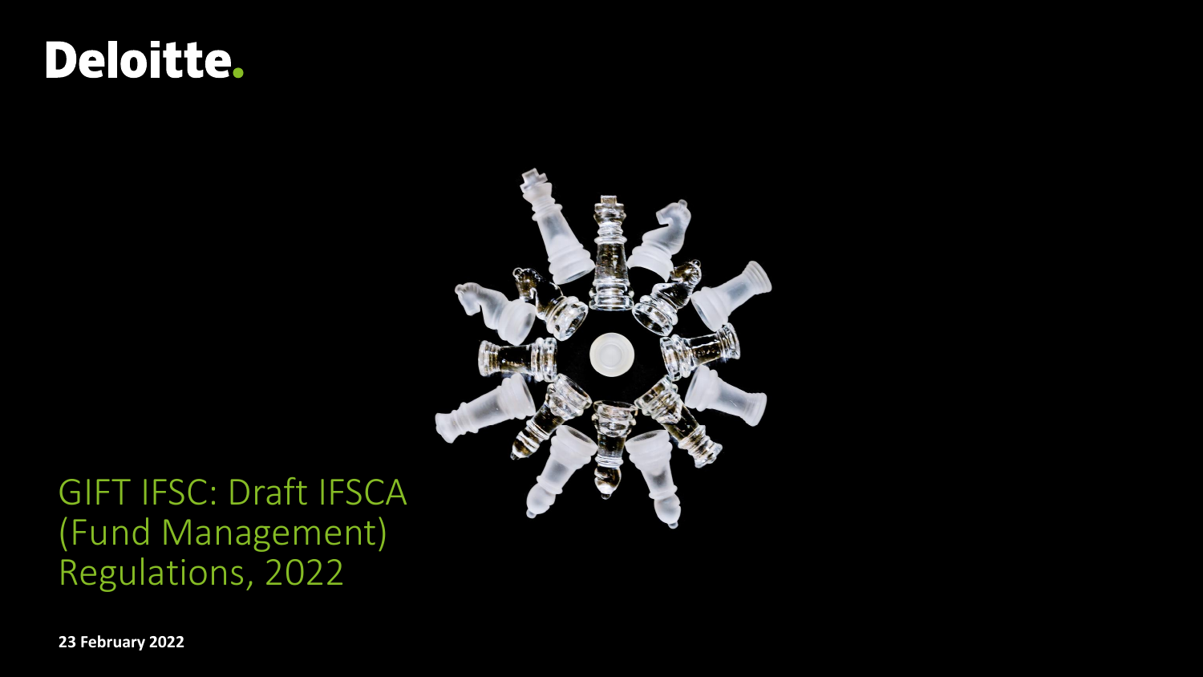Deloitte.

# GIFT IFSC: Draft IFSCA (Fund Management) Regulations, 2022

**23 February 2022**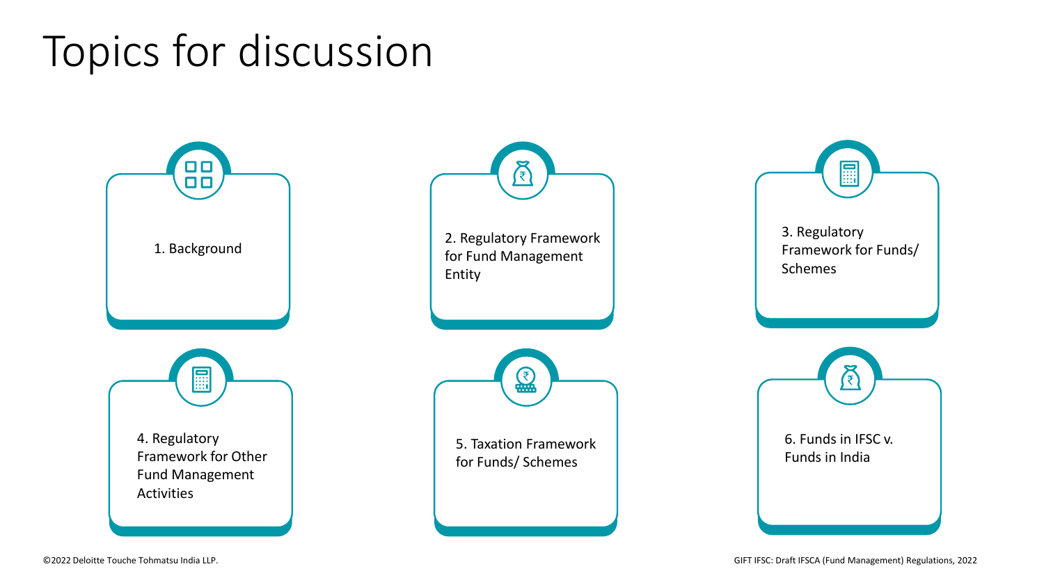# Topics for discussion

1. Background
2. Regulatory Framework for Fund Management Entity
3. Regulatory Framework for Funds/ Schemes
4. Regulatory Framework for Other Fund Management Activities
5. Taxation Framework for Funds/ Schemes
6. Funds in IFSC v. Funds in India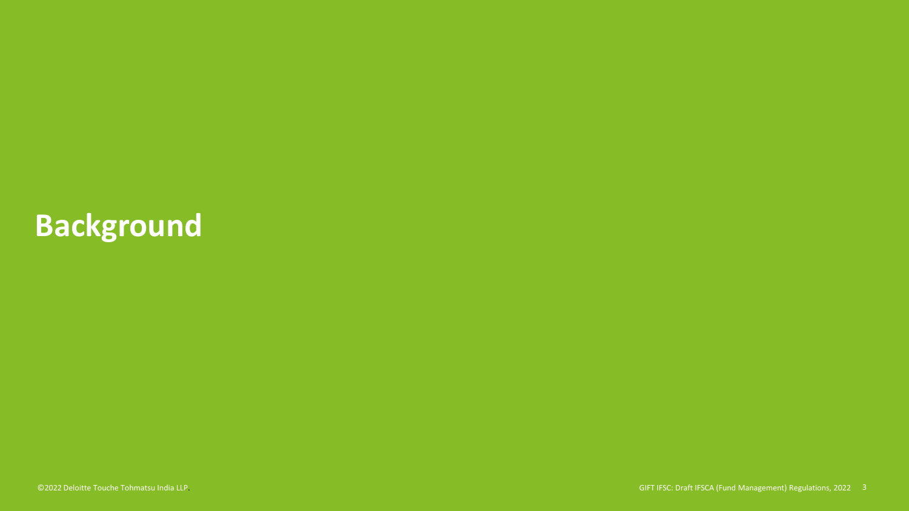# Background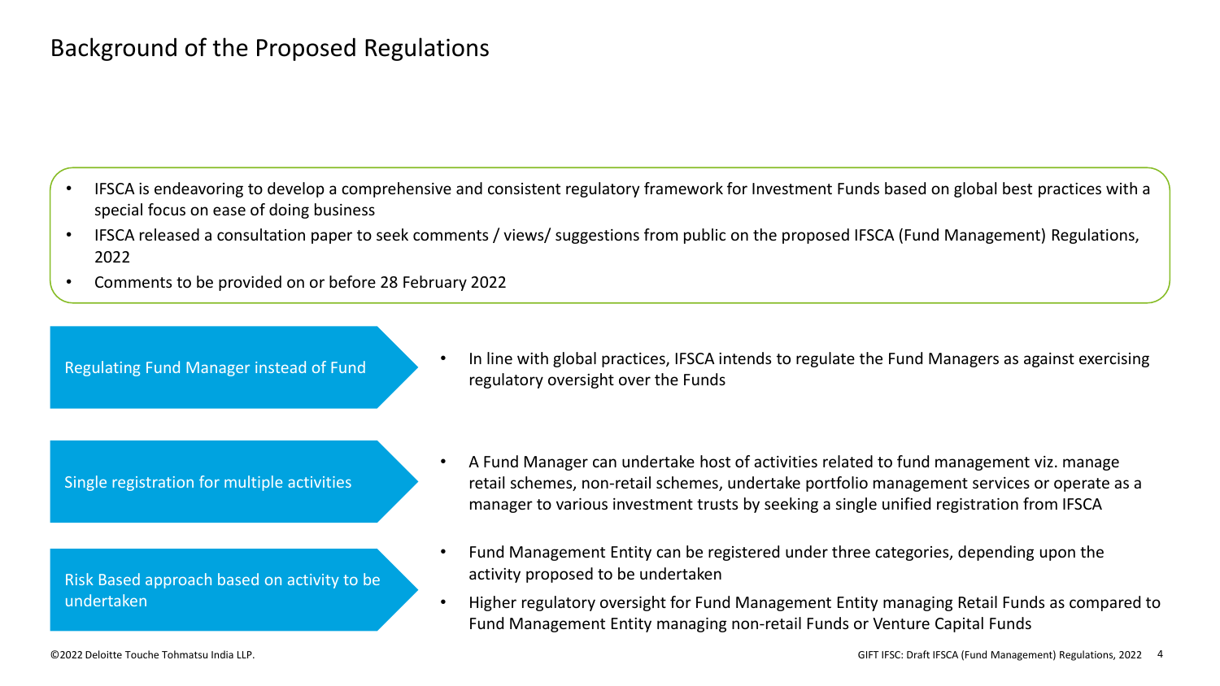# Background of the Proposed Regulations

- IFSCA is endeavoring to develop a comprehensive and consistent regulatory framework for Investment Funds based on global best practices with a special focus on ease of doing business
- IFSCA released a consultation paper to seek comments / views/ suggestions from public on the proposed IFSCA (Fund Management) Regulations, 2022
- Comments to be provided on or before 28 February 2022

**Regulating Fund Manager instead of Fund**

- In line with global practices, IFSCA intends to regulate the Fund Managers as against exercising regulatory oversight over the Funds

**Single registration for multiple activities**

- A Fund Manager can undertake host of activities related to fund management viz. manage retail schemes, non-retail schemes, undertake portfolio management services or operate as a manager to various investment trusts by seeking a single unified registration from IFSCA

**Risk Based approach based on activity to be undertaken**

- Fund Management Entity can be registered under three categories, depending upon the activity proposed to be undertaken
- Higher regulatory oversight for Fund Management Entity managing Retail Funds as compared to Fund Management Entity managing non-retail Funds or Venture Capital Funds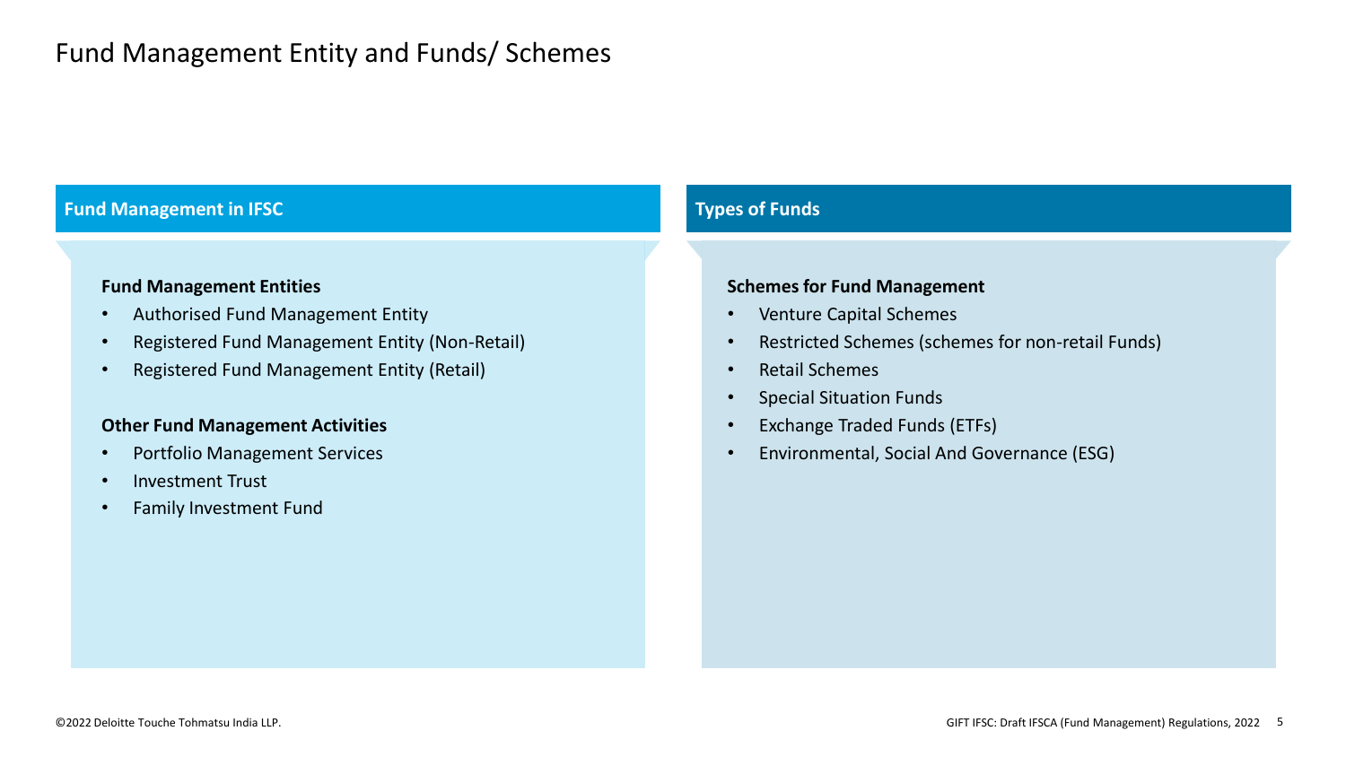# Fund Management Entity and Funds/ Schemes

## Fund Management in IFSC

**Fund Management Entities**

- Authorised Fund Management Entity
- Registered Fund Management Entity (Non-Retail)
- Registered Fund Management Entity (Retail)

**Other Fund Management Activities**

- Portfolio Management Services
- Investment Trust
- Family Investment Fund

## Types of Funds

**Schemes for Fund Management**

- Venture Capital Schemes
- Restricted Schemes (schemes for non-retail Funds)
- Retail Schemes
- Special Situation Funds
- Exchange Traded Funds (ETFs)
- Environmental, Social And Governance (ESG)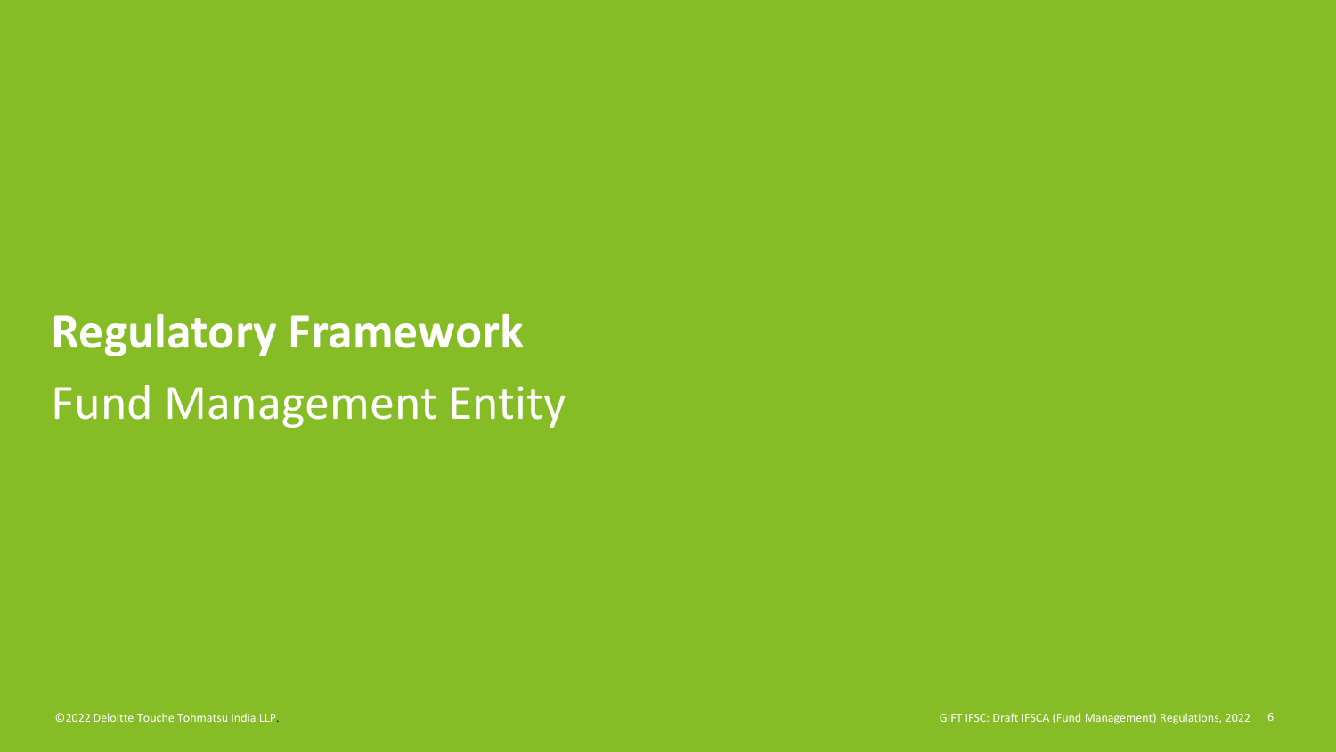# Regulatory Framework

## Fund Management Entity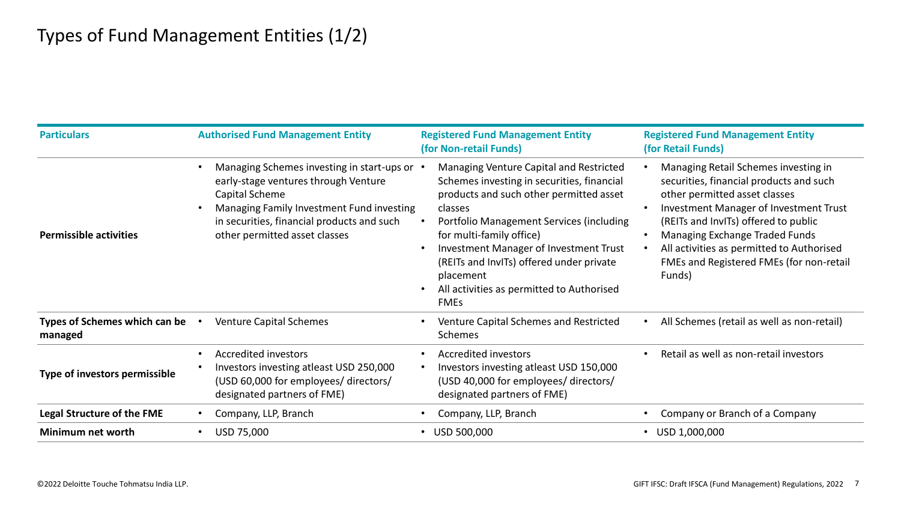# Types of Fund Management Entities (1/2)

| Particulars | Authorised Fund Management Entity | Registered Fund Management Entity (for Non-retail Funds) | Registered Fund Management Entity (for Retail Funds) |
|---|---|---|---|
| **Permissible activities** | • Managing Schemes investing in start-ups or early-stage ventures through Venture Capital Scheme<br>• Managing Family Investment Fund investing in securities, financial products and such other permitted asset classes | • Managing Venture Capital and Restricted Schemes investing in securities, financial products and such other permitted asset classes<br>• Portfolio Management Services (including for multi-family office)<br>• Investment Manager of Investment Trust (REITs and InvITs) offered under private placement<br>• All activities as permitted to Authorised FMEs | • Managing Retail Schemes investing in securities, financial products and such other permitted asset classes<br>• Investment Manager of Investment Trust (REITs and InvITs) offered to public<br>• Managing Exchange Traded Funds<br>• All activities as permitted to Authorised FMEs and Registered FMEs (for non-retail Funds) |
| **Types of Schemes which can be managed** | • Venture Capital Schemes | • Venture Capital Schemes and Restricted Schemes | • All Schemes (retail as well as non-retail) |
| **Type of investors permissible** | • Accredited investors<br>• Investors investing atleast USD 250,000 (USD 60,000 for employees/ directors/ designated partners of FME) | • Accredited investors<br>• Investors investing atleast USD 150,000 (USD 40,000 for employees/ directors/ designated partners of FME) | • Retail as well as non-retail investors |
| **Legal Structure of the FME** | • Company, LLP, Branch | • Company, LLP, Branch | • Company or Branch of a Company |
| **Minimum net worth** | • USD 75,000 | • USD 500,000 | • USD 1,000,000 |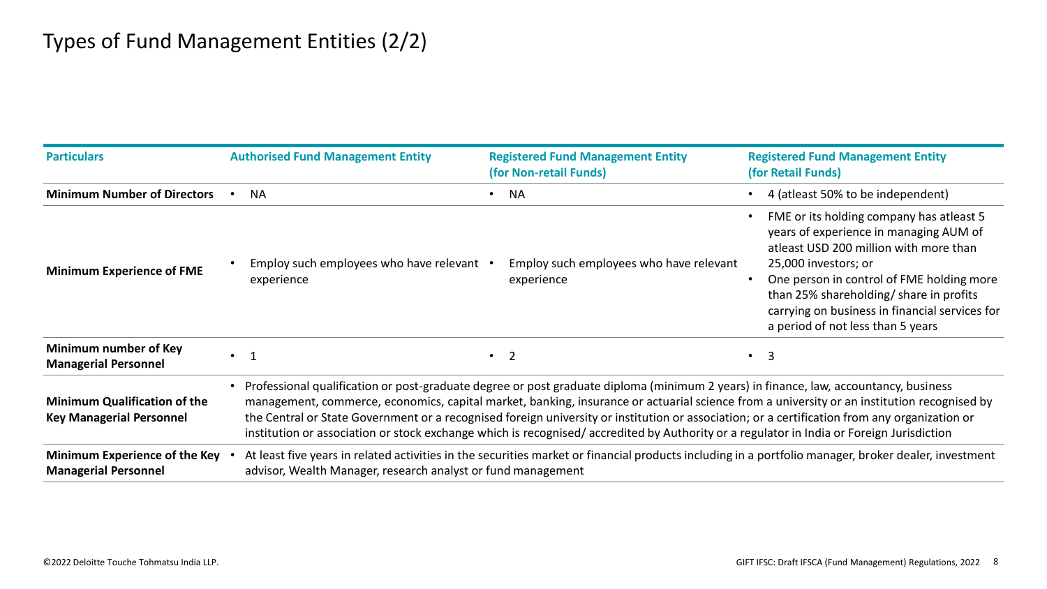# Types of Fund Management Entities (2/2)

| Particulars | Authorised Fund Management Entity | Registered Fund Management Entity (for Non-retail Funds) | Registered Fund Management Entity (for Retail Funds) |
|---|---|---|---|
| **Minimum Number of Directors** | • NA | • NA | • 4 (atleast 50% to be independent) |
| **Minimum Experience of FME** | • Employ such employees who have relevant experience | • Employ such employees who have relevant experience | • FME or its holding company has atleast 5 years of experience in managing AUM of atleast USD 200 million with more than 25,000 investors; or<br>• One person in control of FME holding more than 25% shareholding/ share in profits carrying on business in financial services for a period of not less than 5 years |
| **Minimum number of Key Managerial Personnel** | • 1 | • 2 | • 3 |
| **Minimum Qualification of the Key Managerial Personnel** | • Professional qualification or post-graduate degree or post graduate diploma (minimum 2 years) in finance, law, accountancy, business management, commerce, economics, capital market, banking, insurance or actuarial science from a university or an institution recognised by the Central or State Government or a recognised foreign university or institution or association; or a certification from any organization or institution or association or stock exchange which is recognised/ accredited by Authority or a regulator in India or Foreign Jurisdiction | | |
| **Minimum Experience of the Key Managerial Personnel** | • At least five years in related activities in the securities market or financial products including in a portfolio manager, broker dealer, investment advisor, Wealth Manager, research analyst or fund management | | |

©2022 Deloitte Touche Tohmatsu India LLP.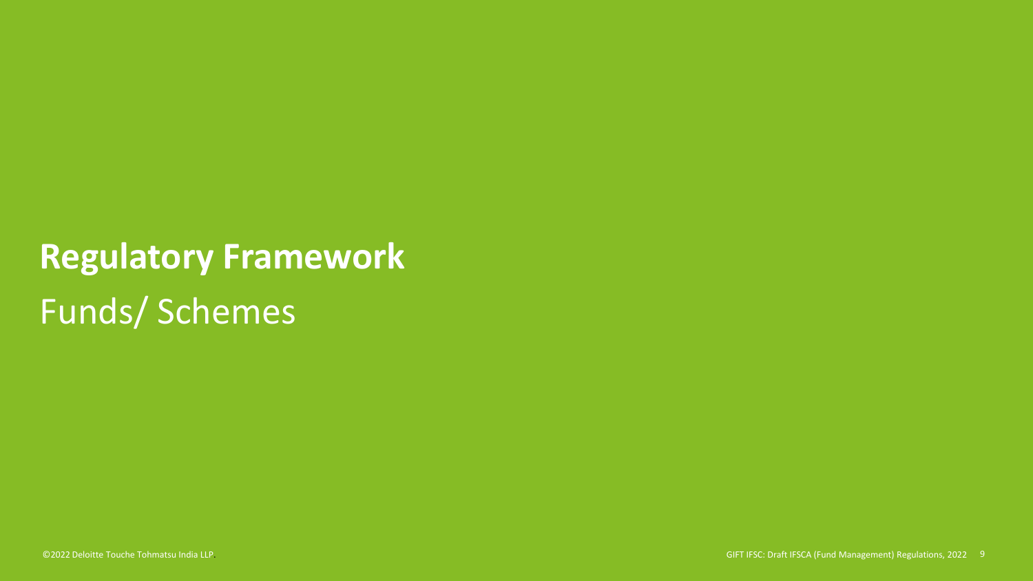# Regulatory Framework

## Funds/ Schemes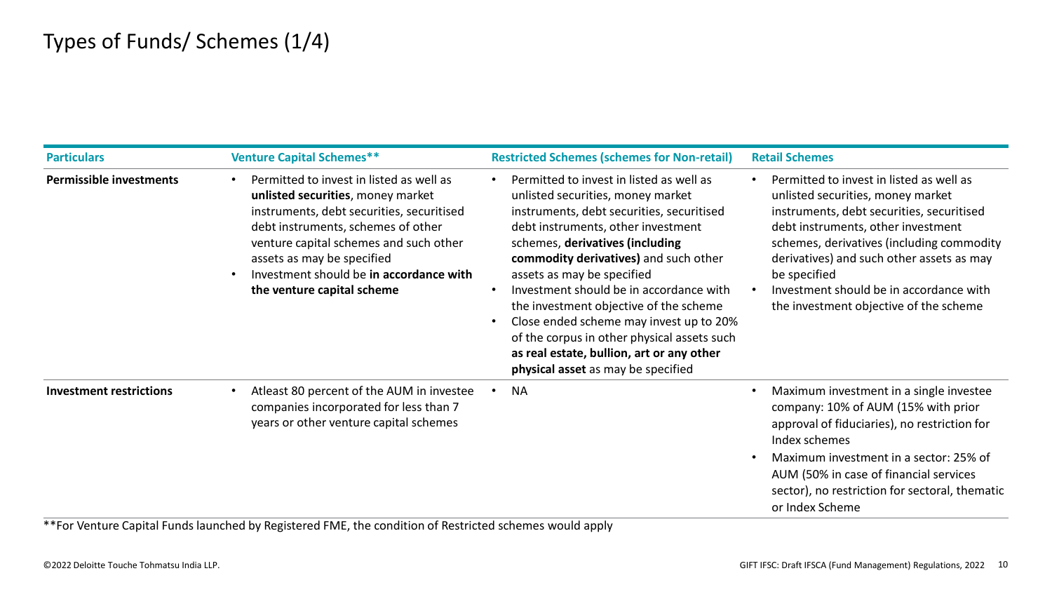# Types of Funds/ Schemes (1/4)

| Particulars | Venture Capital Schemes** | Restricted Schemes (schemes for Non-retail) | Retail Schemes |
|---|---|---|---|
| **Permissible investments** | • Permitted to invest in listed as well as **unlisted securities**, money market instruments, debt securities, securitised debt instruments, schemes of other venture capital schemes and such other assets as may be specified<br>• Investment should be **in accordance with the venture capital scheme** | • Permitted to invest in listed as well as unlisted securities, money market instruments, debt securities, securitised debt instruments, other investment schemes, **derivatives (including commodity derivatives)** and such other assets as may be specified<br>• Investment should be in accordance with the investment objective of the scheme<br>• Close ended scheme may invest up to 20% of the corpus in other physical assets such **as real estate, bullion, art or any other physical asset** as may be specified | • Permitted to invest in listed as well as unlisted securities, money market instruments, debt securities, securitised debt instruments, other investment schemes, derivatives (including commodity derivatives) and such other assets as may be specified<br>• Investment should be in accordance with the investment objective of the scheme |
| **Investment restrictions** | • Atleast 80 percent of the AUM in investee companies incorporated for less than 7 years or other venture capital schemes | • NA | • Maximum investment in a single investee company: 10% of AUM (15% with prior approval of fiduciaries), no restriction for Index schemes<br>• Maximum investment in a sector: 25% of AUM (50% in case of financial services sector), no restriction for sectoral, thematic or Index Scheme |

**For Venture Capital Funds launched by Registered FME, the condition of Restricted schemes would apply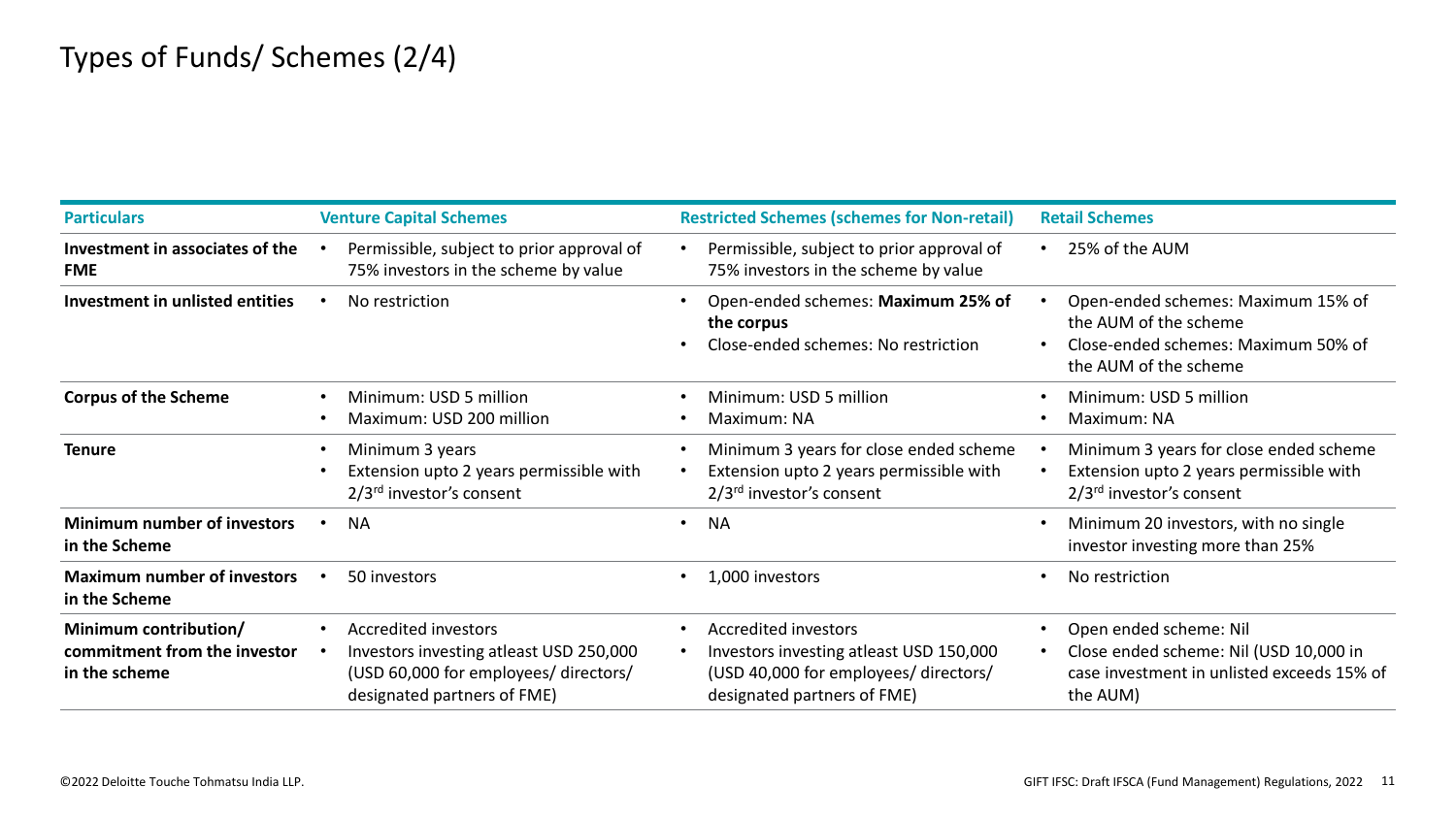# Types of Funds/ Schemes (2/4)

| Particulars | Venture Capital Schemes | Restricted Schemes (schemes for Non-retail) | Retail Schemes |
|---|---|---|---|
| **Investment in associates of the FME** | • Permissible, subject to prior approval of 75% investors in the scheme by value | • Permissible, subject to prior approval of 75% investors in the scheme by value | • 25% of the AUM |
| **Investment in unlisted entities** | • No restriction | • Open-ended schemes: **Maximum 25% of the corpus**<br>• Close-ended schemes: No restriction | • Open-ended schemes: Maximum 15% of the AUM of the scheme<br>• Close-ended schemes: Maximum 50% of the AUM of the scheme |
| **Corpus of the Scheme** | • Minimum: USD 5 million<br>• Maximum: USD 200 million | • Minimum: USD 5 million<br>• Maximum: NA | • Minimum: USD 5 million<br>• Maximum: NA |
| **Tenure** | • Minimum 3 years<br>• Extension upto 2 years permissible with 2/3rd investor's consent | • Minimum 3 years for close ended scheme<br>• Extension upto 2 years permissible with 2/3rd investor's consent | • Minimum 3 years for close ended scheme<br>• Extension upto 2 years permissible with 2/3rd investor's consent |
| **Minimum number of investors in the Scheme** | • NA | • NA | • Minimum 20 investors, with no single investor investing more than 25% |
| **Maximum number of investors in the Scheme** | • 50 investors | • 1,000 investors | • No restriction |
| **Minimum contribution/ commitment from the investor in the scheme** | • Accredited investors<br>• Investors investing atleast USD 250,000 (USD 60,000 for employees/ directors/ designated partners of FME) | • Accredited investors<br>• Investors investing atleast USD 150,000 (USD 40,000 for employees/ directors/ designated partners of FME) | • Open ended scheme: Nil<br>• Close ended scheme: Nil (USD 10,000 in case investment in unlisted exceeds 15% of the AUM) |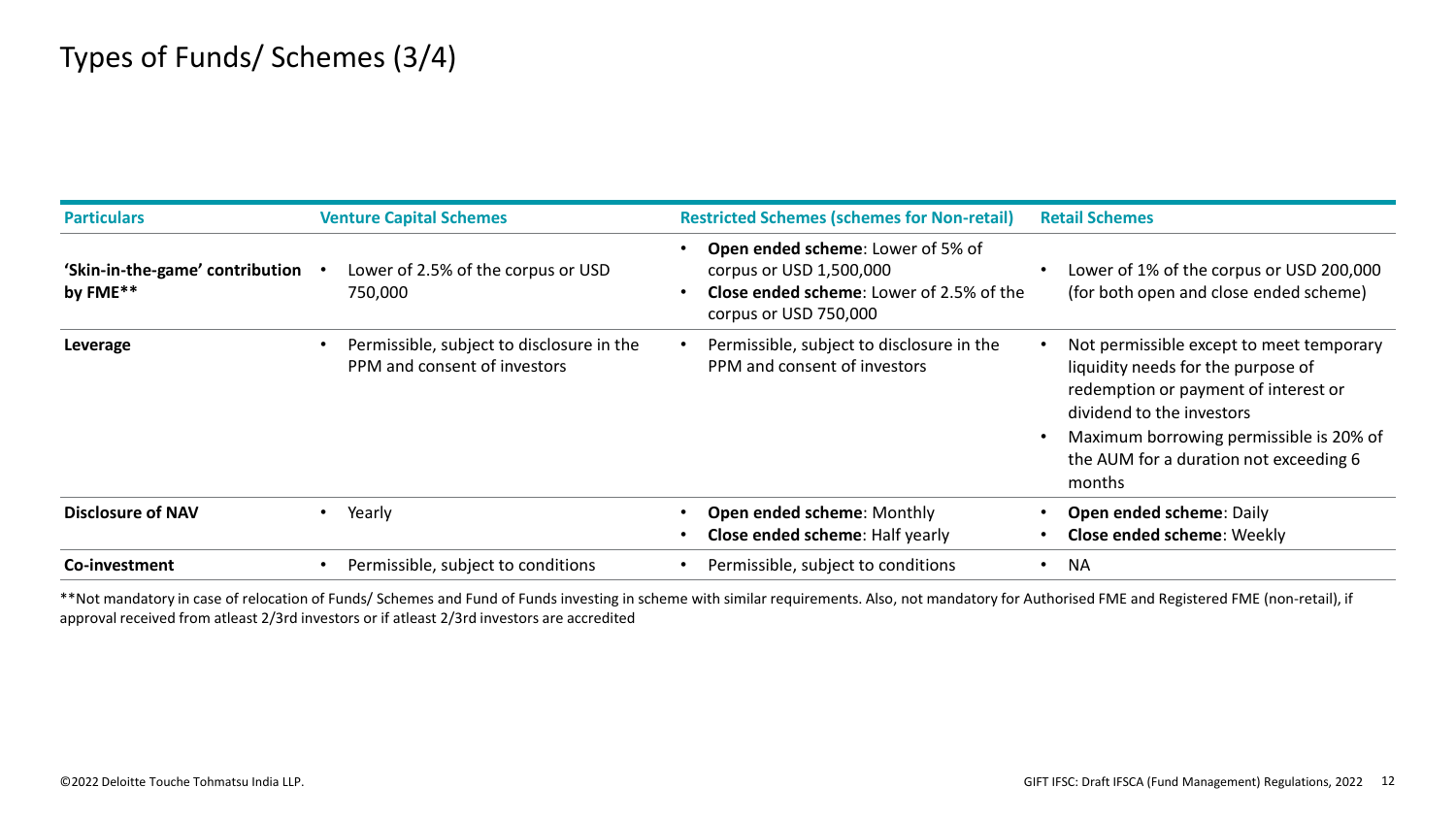# Types of Funds/ Schemes (3/4)

| Particulars | Venture Capital Schemes | Restricted Schemes (schemes for Non-retail) | Retail Schemes |
|---|---|---|---|
| **'Skin-in-the-game' contribution by FME**** | • Lower of 2.5% of the corpus or USD 750,000 | • **Open ended scheme**: Lower of 5% of corpus or USD 1,500,000<br>• **Close ended scheme**: Lower of 2.5% of the corpus or USD 750,000 | • Lower of 1% of the corpus or USD 200,000 (for both open and close ended scheme) |
| **Leverage** | • Permissible, subject to disclosure in the PPM and consent of investors | • Permissible, subject to disclosure in the PPM and consent of investors | • Not permissible except to meet temporary liquidity needs for the purpose of redemption or payment of interest or dividend to the investors<br>• Maximum borrowing permissible is 20% of the AUM for a duration not exceeding 6 months |
| **Disclosure of NAV** | • Yearly | • **Open ended scheme**: Monthly<br>• **Close ended scheme**: Half yearly | • **Open ended scheme**: Daily<br>• **Close ended scheme**: Weekly |
| **Co-investment** | • Permissible, subject to conditions | • Permissible, subject to conditions | • NA |

**Not mandatory in case of relocation of Funds/ Schemes and Fund of Funds investing in scheme with similar requirements. Also, not mandatory for Authorised FME and Registered FME (non-retail), if approval received from atleast 2/3rd investors or if atleast 2/3rd investors are accredited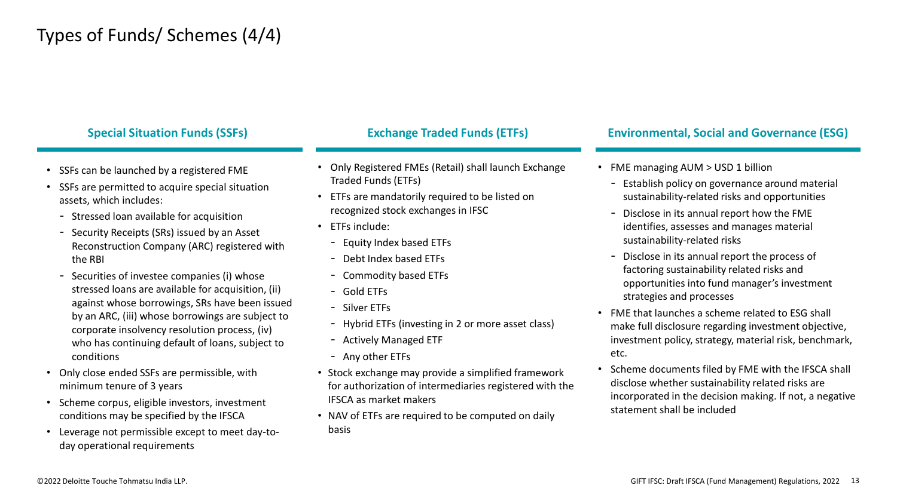# Types of Funds/ Schemes (4/4)

## Special Situation Funds (SSFs)

- SSFs can be launched by a registered FME
- SSFs are permitted to acquire special situation assets, which includes:
  - Stressed loan available for acquisition
  - Security Receipts (SRs) issued by an Asset Reconstruction Company (ARC) registered with the RBI
  - Securities of investee companies (i) whose stressed loans are available for acquisition, (ii) against whose borrowings, SRs have been issued by an ARC, (iii) whose borrowings are subject to corporate insolvency resolution process, (iv) who has continuing default of loans, subject to conditions
- Only close ended SSFs are permissible, with minimum tenure of 3 years
- Scheme corpus, eligible investors, investment conditions may be specified by the IFSCA
- Leverage not permissible except to meet day-to-day operational requirements

## Exchange Traded Funds (ETFs)

- Only Registered FMEs (Retail) shall launch Exchange Traded Funds (ETFs)
- ETFs are mandatorily required to be listed on recognized stock exchanges in IFSC
- ETFs include:
  - Equity Index based ETFs
  - Debt Index based ETFs
  - Commodity based ETFs
  - Gold ETFs
  - Silver ETFs
  - Hybrid ETFs (investing in 2 or more asset class)
  - Actively Managed ETF
  - Any other ETFs
- Stock exchange may provide a simplified framework for authorization of intermediaries registered with the IFSCA as market makers
- NAV of ETFs are required to be computed on daily basis

## Environmental, Social and Governance (ESG)

- FME managing AUM > USD 1 billion
  - Establish policy on governance around material sustainability-related risks and opportunities
  - Disclose in its annual report how the FME identifies, assesses and manages material sustainability-related risks
  - Disclose in its annual report the process of factoring sustainability related risks and opportunities into fund manager's investment strategies and processes
- FME that launches a scheme related to ESG shall make full disclosure regarding investment objective, investment policy, strategy, material risk, benchmark, etc.
- Scheme documents filed by FME with the IFSCA shall disclose whether sustainability related risks are incorporated in the decision making. If not, a negative statement shall be included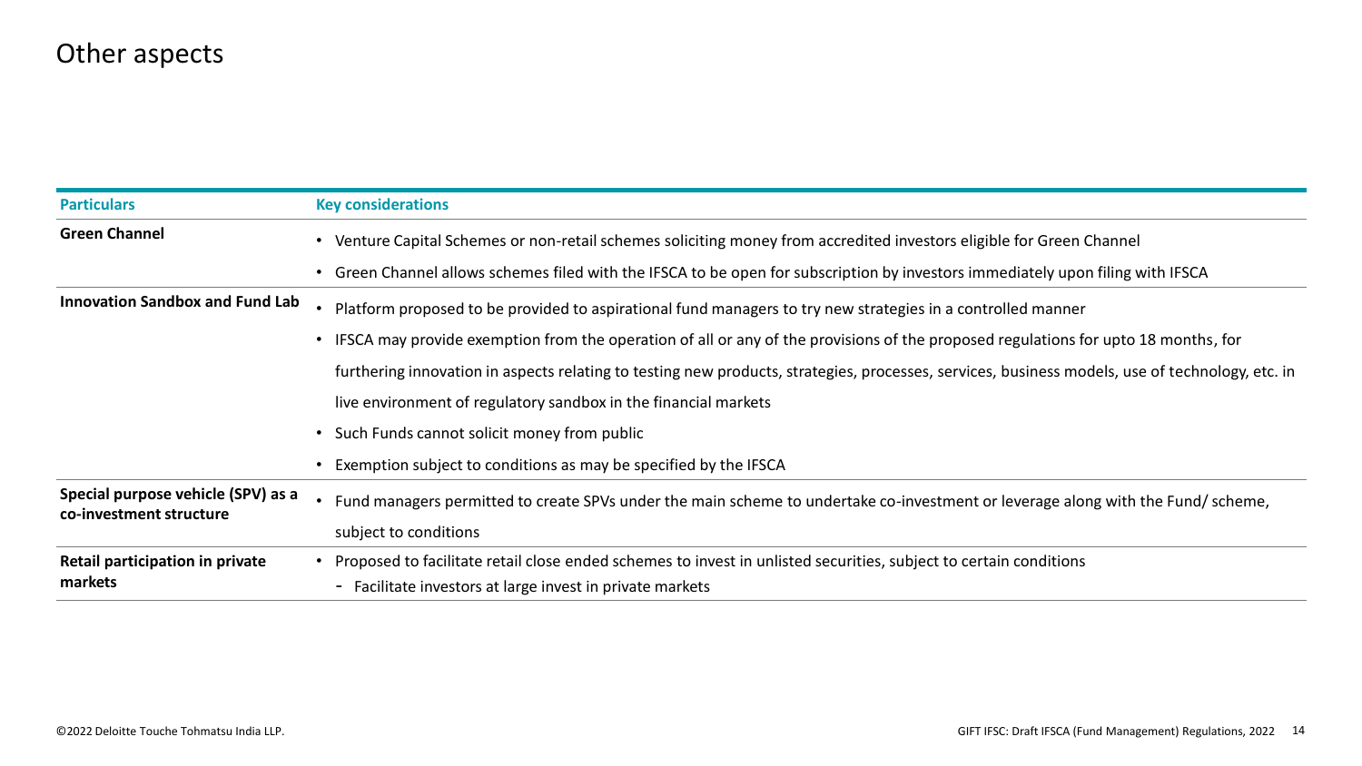# Other aspects

| Particulars | Key considerations |
| --- | --- |
| **Green Channel** | • Venture Capital Schemes or non-retail schemes soliciting money from accredited investors eligible for Green Channel<br>• Green Channel allows schemes filed with the IFSCA to be open for subscription by investors immediately upon filing with IFSCA |
| **Innovation Sandbox and Fund Lab** | • Platform proposed to be provided to aspirational fund managers to try new strategies in a controlled manner<br>• IFSCA may provide exemption from the operation of all or any of the provisions of the proposed regulations for upto 18 months, for furthering innovation in aspects relating to testing new products, strategies, processes, services, business models, use of technology, etc. in live environment of regulatory sandbox in the financial markets<br>• Such Funds cannot solicit money from public<br>• Exemption subject to conditions as may be specified by the IFSCA |
| **Special purpose vehicle (SPV) as a co-investment structure** | • Fund managers permitted to create SPVs under the main scheme to undertake co-investment or leverage along with the Fund/ scheme, subject to conditions |
| **Retail participation in private markets** | • Proposed to facilitate retail close ended schemes to invest in unlisted securities, subject to certain conditions<br>- Facilitate investors at large invest in private markets |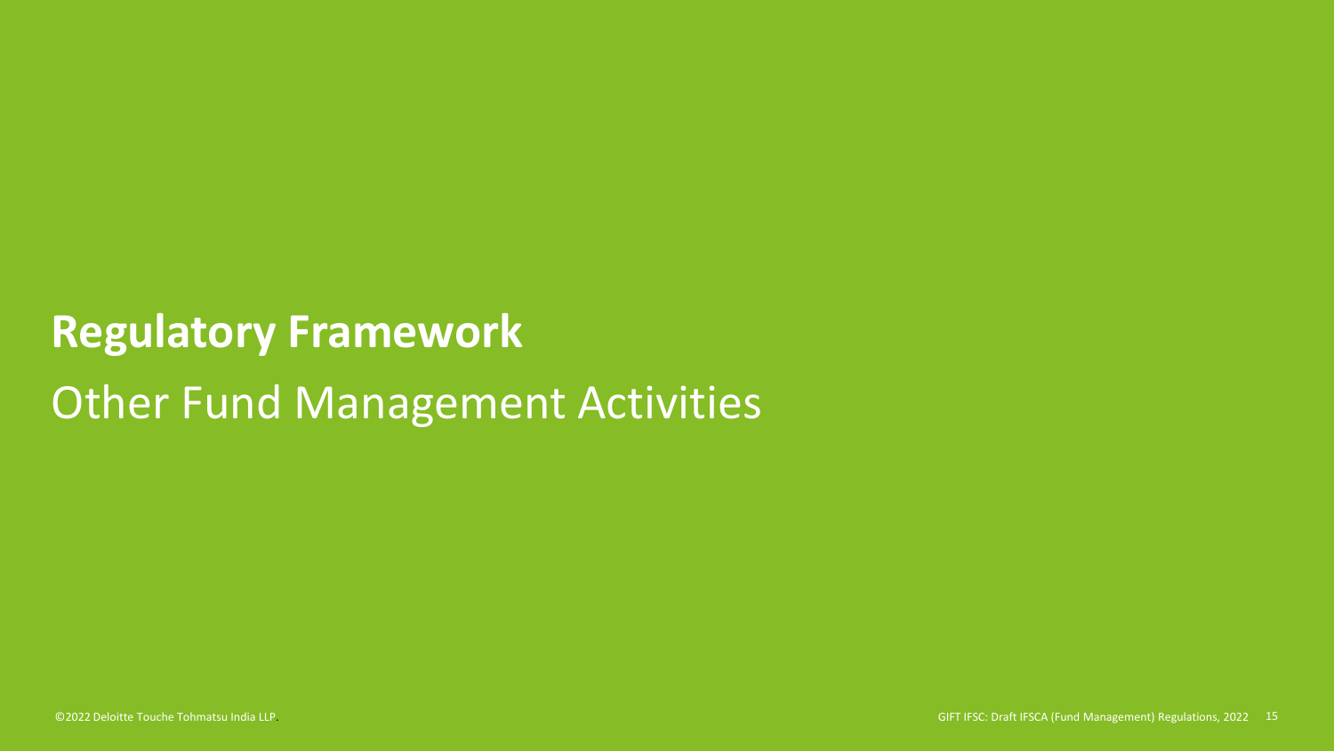# Regulatory Framework

## Other Fund Management Activities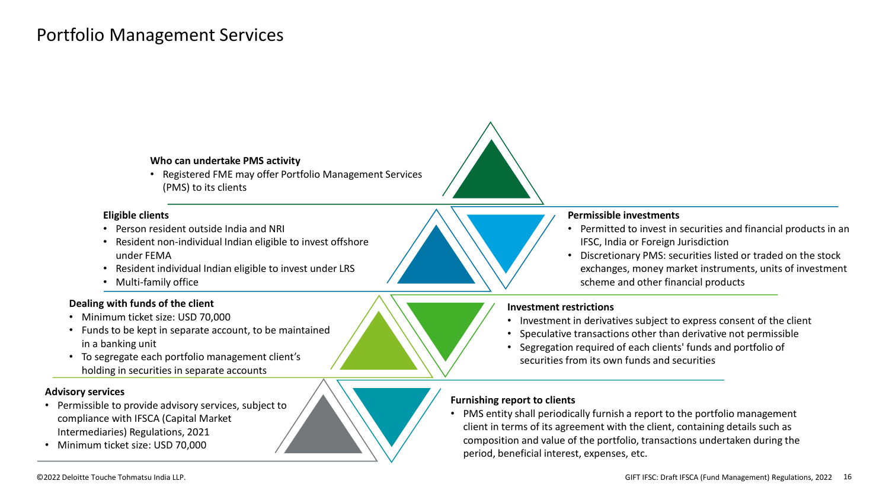# Portfolio Management Services

**Who can undertake PMS activity**

- Registered FME may offer Portfolio Management Services (PMS) to its clients

**Permissible investments**

- Permitted to invest in securities and financial products in an IFSC, India or Foreign Jurisdiction
- Discretionary PMS: securities listed or traded on the stock exchanges, money market instruments, units of investment scheme and other financial products

**Eligible clients**

- Person resident outside India and NRI
- Resident non-individual Indian eligible to invest offshore under FEMA
- Resident individual Indian eligible to invest under LRS
- Multi-family office

**Investment restrictions**

- Investment in derivatives subject to express consent of the client
- Speculative transactions other than derivative not permissible
- Segregation required of each clients' funds and portfolio of securities from its own funds and securities

**Dealing with funds of the client**

- Minimum ticket size: USD 70,000
- Funds to be kept in separate account, to be maintained in a banking unit
- To segregate each portfolio management client's holding in securities in separate accounts

**Furnishing report to clients**

- PMS entity shall periodically furnish a report to the portfolio management client in terms of its agreement with the client, containing details such as composition and value of the portfolio, transactions undertaken during the period, beneficial interest, expenses, etc.

**Advisory services**

- Permissible to provide advisory services, subject to compliance with IFSCA (Capital Market Intermediaries) Regulations, 2021
- Minimum ticket size: USD 70,000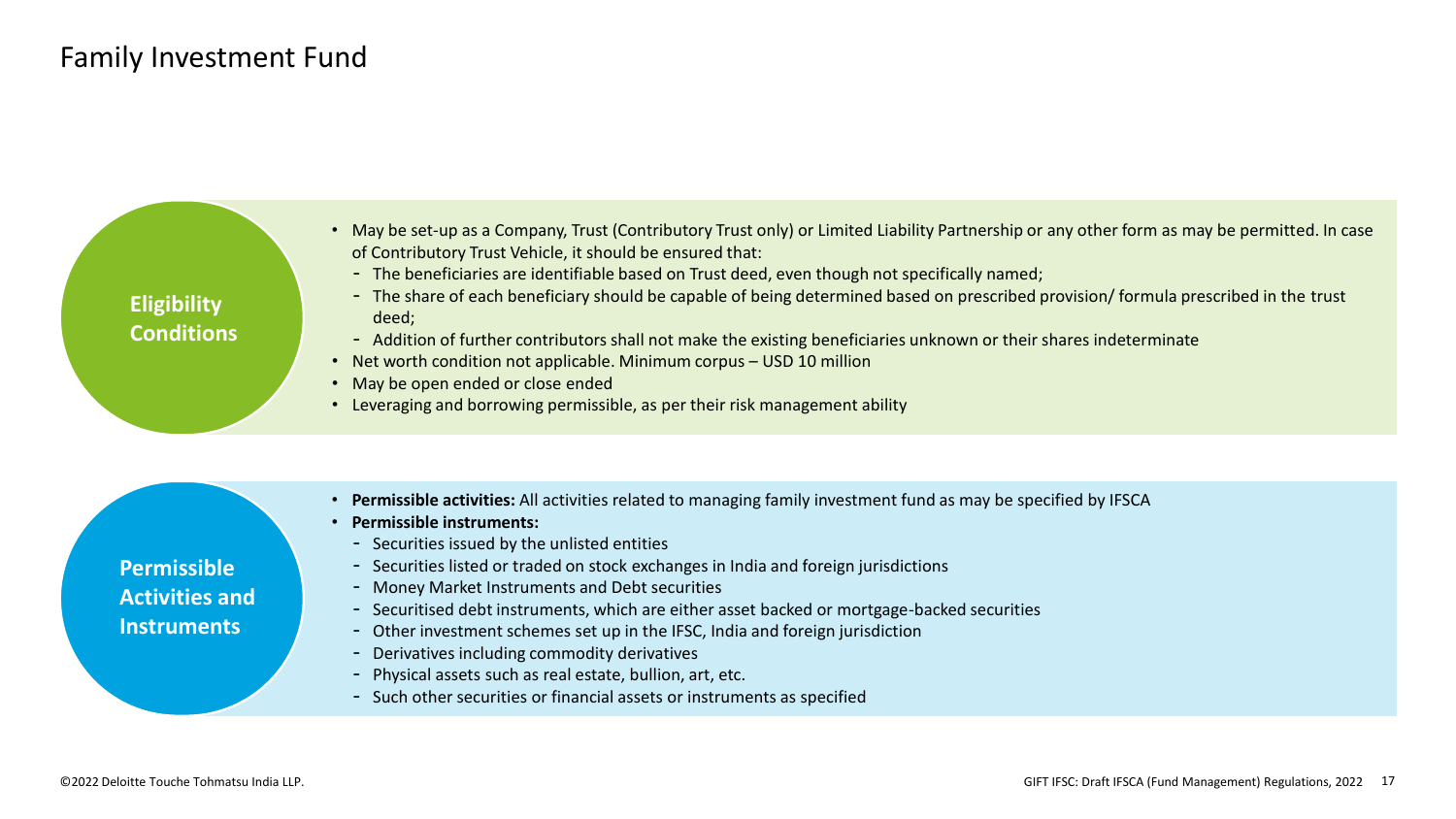# Family Investment Fund

## Eligibility Conditions

- May be set-up as a Company, Trust (Contributory Trust only) or Limited Liability Partnership or any other form as may be permitted. In case of Contributory Trust Vehicle, it should be ensured that:
  - The beneficiaries are identifiable based on Trust deed, even though not specifically named;
  - The share of each beneficiary should be capable of being determined based on prescribed provision/ formula prescribed in the trust deed;
  - Addition of further contributors shall not make the existing beneficiaries unknown or their shares indeterminate
- Net worth condition not applicable. Minimum corpus – USD 10 million
- May be open ended or close ended
- Leveraging and borrowing permissible, as per their risk management ability

## Permissible Activities and Instruments

- **Permissible activities:** All activities related to managing family investment fund as may be specified by IFSCA
- **Permissible instruments:**
  - Securities issued by the unlisted entities
  - Securities listed or traded on stock exchanges in India and foreign jurisdictions
  - Money Market Instruments and Debt securities
  - Securitised debt instruments, which are either asset backed or mortgage-backed securities
  - Other investment schemes set up in the IFSC, India and foreign jurisdiction
  - Derivatives including commodity derivatives
  - Physical assets such as real estate, bullion, art, etc.
  - Such other securities or financial assets or instruments as specified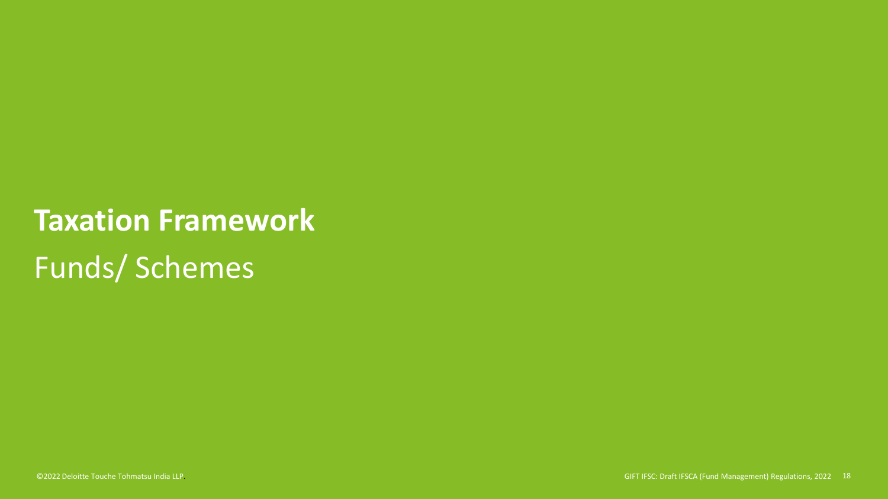# Taxation Framework

## Funds/ Schemes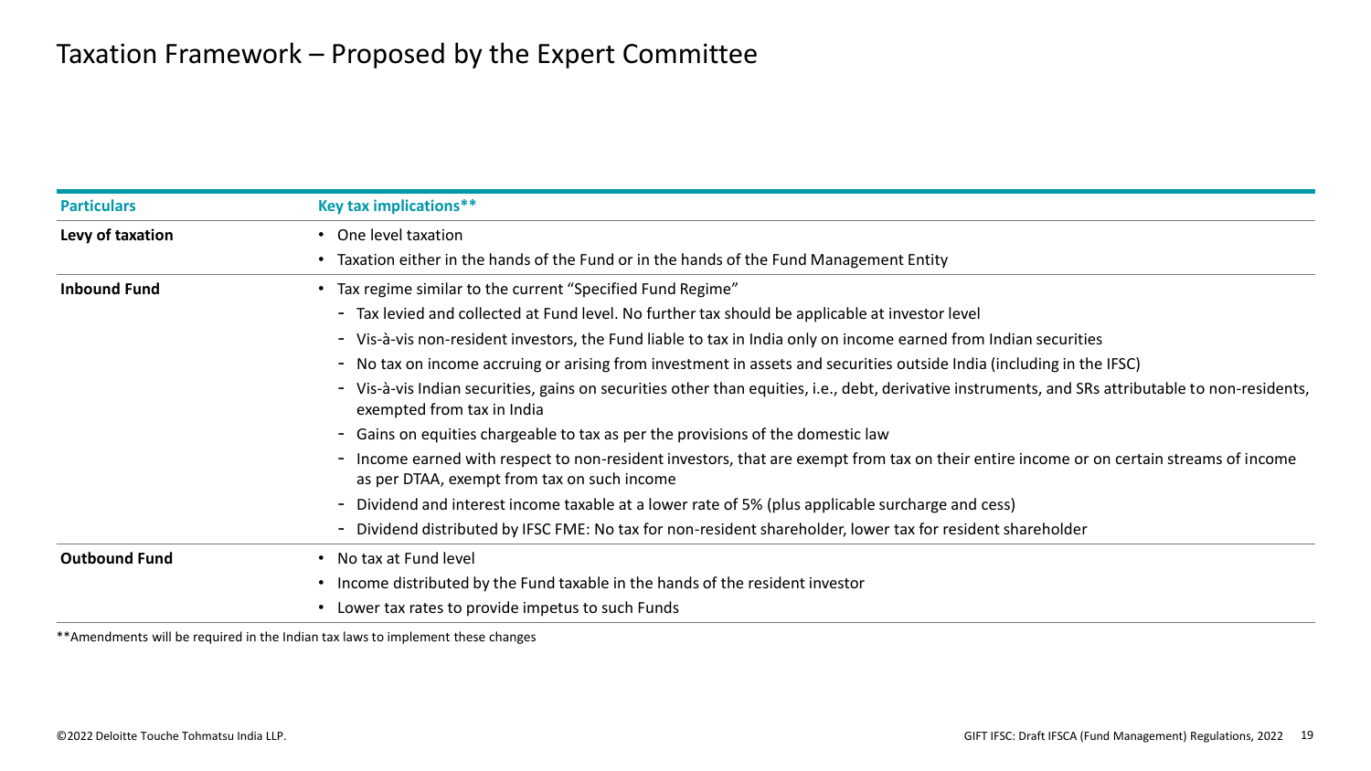# Taxation Framework – Proposed by the Expert Committee

| Particulars | Key tax implications** |
|---|---|
| **Levy of taxation** | • One level taxation<br>• Taxation either in the hands of the Fund or in the hands of the Fund Management Entity |
| **Inbound Fund** | • Tax regime similar to the current "Specified Fund Regime"<br>- Tax levied and collected at Fund level. No further tax should be applicable at investor level<br>- Vis-à-vis non-resident investors, the Fund liable to tax in India only on income earned from Indian securities<br>- No tax on income accruing or arising from investment in assets and securities outside India (including in the IFSC)<br>- Vis-à-vis Indian securities, gains on securities other than equities, i.e., debt, derivative instruments, and SRs attributable to non-residents, exempted from tax in India<br>- Gains on equities chargeable to tax as per the provisions of the domestic law<br>- Income earned with respect to non-resident investors, that are exempt from tax on their entire income or on certain streams of income as per DTAA, exempt from tax on such income<br>- Dividend and interest income taxable at a lower rate of 5% (plus applicable surcharge and cess)<br>- Dividend distributed by IFSC FME: No tax for non-resident shareholder, lower tax for resident shareholder |
| **Outbound Fund** | • No tax at Fund level<br>• Income distributed by the Fund taxable in the hands of the resident investor<br>• Lower tax rates to provide impetus to such Funds |

**Amendments will be required in the Indian tax laws to implement these changes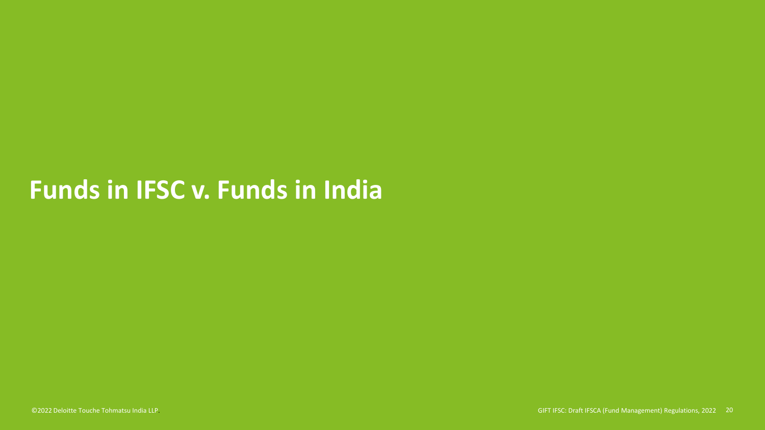# Funds in IFSC v. Funds in India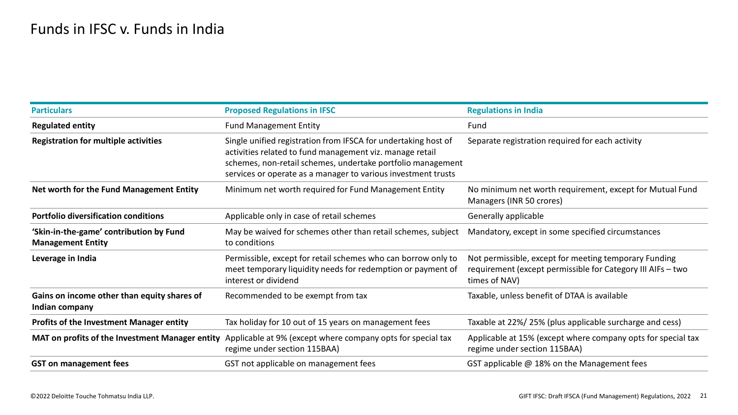# Funds in IFSC v. Funds in India

| Particulars | Proposed Regulations in IFSC | Regulations in India |
|---|---|---|
| **Regulated entity** | Fund Management Entity | Fund |
| **Registration for multiple activities** | Single unified registration from IFSCA for undertaking host of activities related to fund management viz. manage retail schemes, non-retail schemes, undertake portfolio management services or operate as a manager to various investment trusts | Separate registration required for each activity |
| **Net worth for the Fund Management Entity** | Minimum net worth required for Fund Management Entity | No minimum net worth requirement, except for Mutual Fund Managers (INR 50 crores) |
| **Portfolio diversification conditions** | Applicable only in case of retail schemes | Generally applicable |
| **'Skin-in-the-game' contribution by Fund Management Entity** | May be waived for schemes other than retail schemes, subject to conditions | Mandatory, except in some specified circumstances |
| **Leverage in India** | Permissible, except for retail schemes who can borrow only to meet temporary liquidity needs for redemption or payment of interest or dividend | Not permissible, except for meeting temporary Funding requirement (except permissible for Category III AIFs – two times of NAV) |
| **Gains on income other than equity shares of Indian company** | Recommended to be exempt from tax | Taxable, unless benefit of DTAA is available |
| **Profits of the Investment Manager entity** | Tax holiday for 10 out of 15 years on management fees | Taxable at 22%/ 25% (plus applicable surcharge and cess) |
| **MAT on profits of the Investment Manager entity** | Applicable at 9% (except where company opts for special tax regime under section 115BAA) | Applicable at 15% (except where company opts for special tax regime under section 115BAA) |
| **GST on management fees** | GST not applicable on management fees | GST applicable @ 18% on the Management fees |

©2022 Deloitte Touche Tohmatsu India LLP.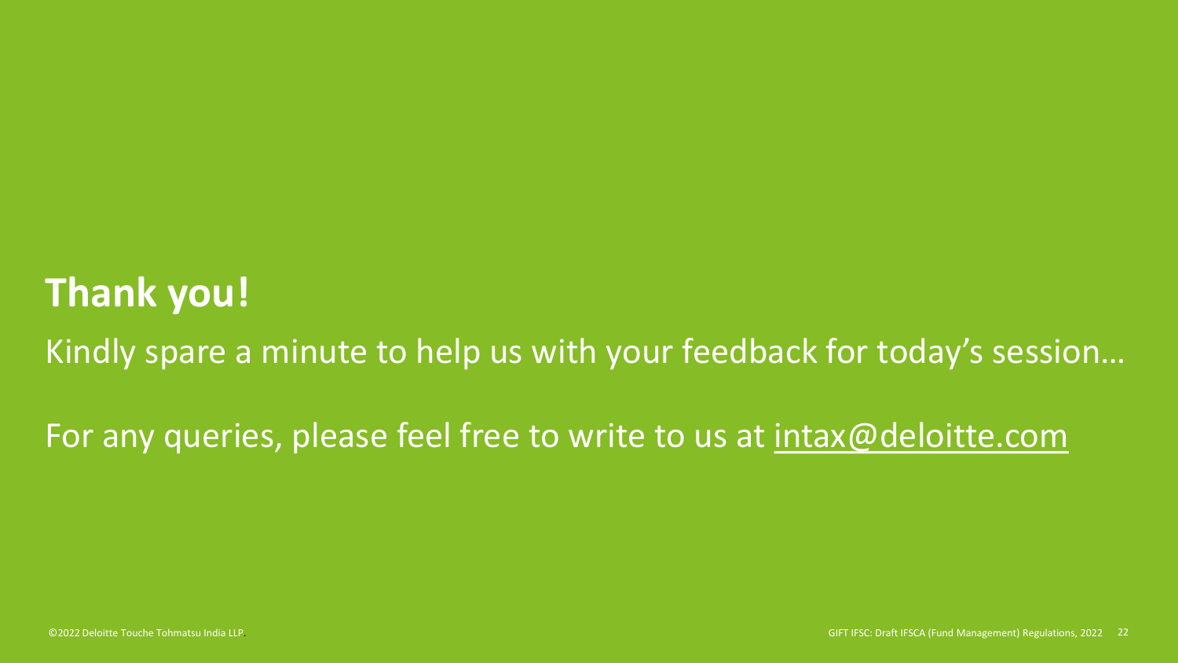# Thank you!

Kindly spare a minute to help us with your feedback for today's session…

For any queries, please feel free to write to us at intax@deloitte.com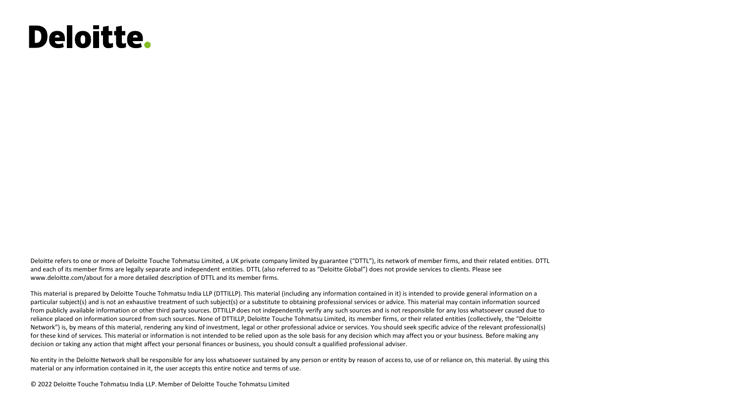# Deloitte.

Deloitte refers to one or more of Deloitte Touche Tohmatsu Limited, a UK private company limited by guarantee ("DTTL"), its network of member firms, and their related entities. DTTL and each of its member firms are legally separate and independent entities. DTTL (also referred to as "Deloitte Global") does not provide services to clients. Please see www.deloitte.com/about for a more detailed description of DTTL and its member firms.

This material is prepared by Deloitte Touche Tohmatsu India LLP (DTTILLP). This material (including any information contained in it) is intended to provide general information on a particular subject(s) and is not an exhaustive treatment of such subject(s) or a substitute to obtaining professional services or advice. This material may contain information sourced from publicly available information or other third party sources. DTTILLP does not independently verify any such sources and is not responsible for any loss whatsoever caused due to reliance placed on information sourced from such sources. None of DTTILLP, Deloitte Touche Tohmatsu Limited, its member firms, or their related entities (collectively, the "Deloitte Network") is, by means of this material, rendering any kind of investment, legal or other professional advice or services. You should seek specific advice of the relevant professional(s) for these kind of services. This material or information is not intended to be relied upon as the sole basis for any decision which may affect you or your business. Before making any decision or taking any action that might affect your personal finances or business, you should consult a qualified professional adviser.

No entity in the Deloitte Network shall be responsible for any loss whatsoever sustained by any person or entity by reason of access to, use of or reliance on, this material. By using this material or any information contained in it, the user accepts this entire notice and terms of use.

© 2022 Deloitte Touche Tohmatsu India LLP. Member of Deloitte Touche Tohmatsu Limited